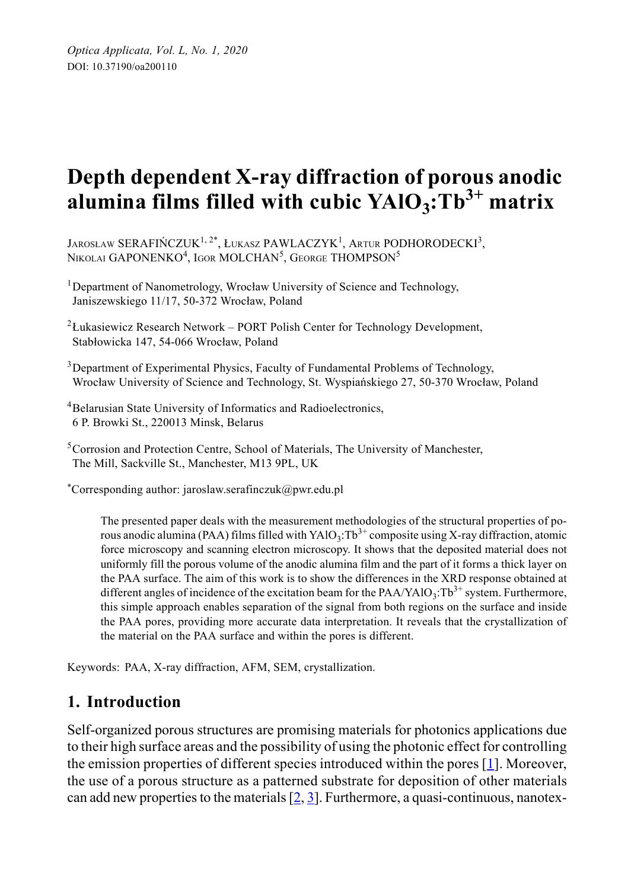*Optica Applicata, Vol. L, No. 1, 2020*
DOI: 10.37190/oa200110

# Depth dependent X-ray diffraction of porous anodic alumina films filled with cubic $YAlO_3:Tb^{3+}$ matrix

Jarosław SERAFIŃCZUK[1, 2*], Łukasz PAWLACZYK[1], Artur PODHORODECKI[3], Nikolai GAPONENKO[4], Igor MOLCHAN[5], George THOMPSON[5]

[1] Department of Nanometrology, Wrocław University of Science and Technology, Janiszewskiego 11/17, 50-372 Wrocław, Poland

[2] Łukasiewicz Research Network – PORT Polish Center for Technology Development, Stabłowicka 147, 54-066 Wrocław, Poland

[3] Department of Experimental Physics, Faculty of Fundamental Problems of Technology, Wrocław University of Science and Technology, St. Wyspiańskiego 27, 50-370 Wrocław, Poland

[4] Belarusian State University of Informatics and Radioelectronics, 6 P. Browki St., 220013 Minsk, Belarus

[5] Corrosion and Protection Centre, School of Materials, The University of Manchester, The Mill, Sackville St., Manchester, M13 9PL, UK

[*] Corresponding author: jaroslaw.serafinczuk@pwr.edu.pl

The presented paper deals with the measurement methodologies of the structural properties of porous anodic alumina (PAA) films filled with $YAlO_3:Tb^{3+}$ composite using X-ray diffraction, atomic force microscopy and scanning electron microscopy. It shows that the deposited material does not uniformly fill the porous volume of the anodic alumina film and the part of it forms a thick layer on the PAA surface. The aim of this work is to show the differences in the XRD response obtained at different angles of incidence of the excitation beam for the $PAA/YAlO_3:Tb^{3+}$ system. Furthermore, this simple approach enables separation of the signal from both regions on the surface and inside the PAA pores, providing more accurate data interpretation. It reveals that the crystallization of the material on the PAA surface and within the pores is different.

Keywords: PAA, X-ray diffraction, AFM, SEM, crystallization.

## 1. Introduction

Self-organized porous structures are promising materials for photonics applications due to their high surface areas and the possibility of using the photonic effect for controlling the emission properties of different species introduced within the pores [1]. Moreover, the use of a porous structure as a patterned substrate for deposition of other materials can add new properties to the materials [2, 3]. Furthermore, a quasi-continuous, nanotex-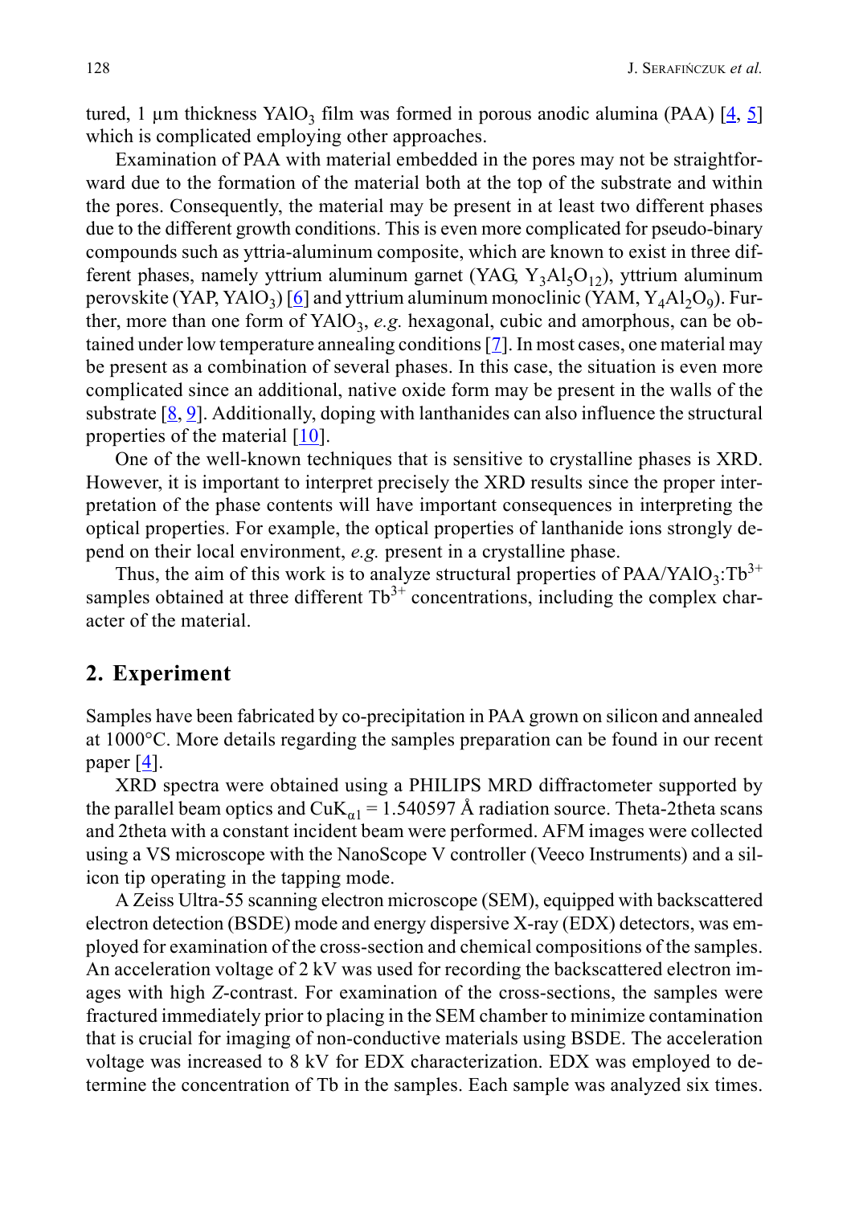tured, 1 μm thickness $YAlO_3$ film was formed in porous anodic alumina (PAA) [4, 5] which is complicated employing other approaches.

Examination of PAA with material embedded in the pores may not be straightforward due to the formation of the material both at the top of the substrate and within the pores. Consequently, the material may be present in at least two different phases due to the different growth conditions. This is even more complicated for pseudo-binary compounds such as yttria-aluminum composite, which are known to exist in three different phases, namely yttrium aluminum garnet (YAG, $Y_3Al_5O_{12}$), yttrium aluminum perovskite (YAP, $YAlO_3$) [6] and yttrium aluminum monoclinic (YAM, $Y_4Al_2O_9$). Further, more than one form of $YAlO_3$, *e.g.* hexagonal, cubic and amorphous, can be obtained under low temperature annealing conditions [7]. In most cases, one material may be present as a combination of several phases. In this case, the situation is even more complicated since an additional, native oxide form may be present in the walls of the substrate [8, 9]. Additionally, doping with lanthanides can also influence the structural properties of the material [10].

One of the well-known techniques that is sensitive to crystalline phases is XRD. However, it is important to interpret precisely the XRD results since the proper interpretation of the phase contents will have important consequences in interpreting the optical properties. For example, the optical properties of lanthanide ions strongly depend on their local environment, *e.g.* present in a crystalline phase.

Thus, the aim of this work is to analyze structural properties of PAA/$YAlO_3$:$Tb^{3+}$ samples obtained at three different $Tb^{3+}$ concentrations, including the complex character of the material.

## 2. Experiment

Samples have been fabricated by co-precipitation in PAA grown on silicon and annealed at 1000°C. More details regarding the samples preparation can be found in our recent paper [4].

XRD spectra were obtained using a PHILIPS MRD diffractometer supported by the parallel beam optics and $CuK_{\alpha1}$ = 1.540597 Å radiation source. Theta-2theta scans and 2theta with a constant incident beam were performed. AFM images were collected using a VS microscope with the NanoScope V controller (Veeco Instruments) and a silicon tip operating in the tapping mode.

A Zeiss Ultra-55 scanning electron microscope (SEM), equipped with backscattered electron detection (BSDE) mode and energy dispersive X-ray (EDX) detectors, was employed for examination of the cross-section and chemical compositions of the samples. An acceleration voltage of 2 kV was used for recording the backscattered electron images with high *Z*-contrast. For examination of the cross-sections, the samples were fractured immediately prior to placing in the SEM chamber to minimize contamination that is crucial for imaging of non-conductive materials using BSDE. The acceleration voltage was increased to 8 kV for EDX characterization. EDX was employed to determine the concentration of Tb in the samples. Each sample was analyzed six times.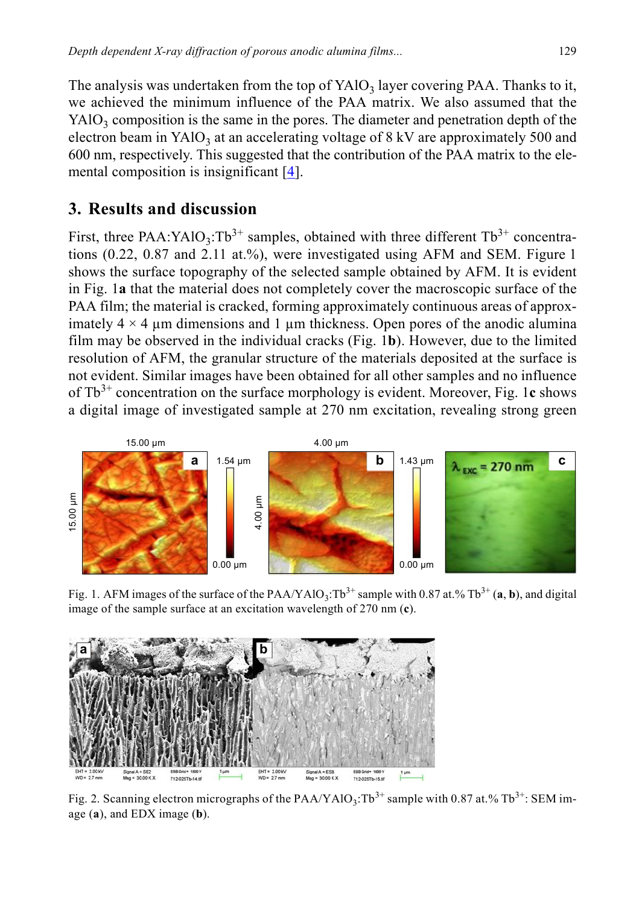The analysis was undertaken from the top of $YAlO_3$ layer covering PAA. Thanks to it, we achieved the minimum influence of the PAA matrix. We also assumed that the $YAlO_3$ composition is the same in the pores. The diameter and penetration depth of the electron beam in $YAlO_3$ at an accelerating voltage of 8 kV are approximately 500 and 600 nm, respectively. This suggested that the contribution of the PAA matrix to the elemental composition is insignificant [4].

## 3. Results and discussion

First, three PAA:$YAlO_3$:$Tb^{3+}$ samples, obtained with three different $Tb^{3+}$ concentrations (0.22, 0.87 and 2.11 at.%), were investigated using AFM and SEM. Figure 1 shows the surface topography of the selected sample obtained by AFM. It is evident in Fig. 1**a** that the material does not completely cover the macroscopic surface of the PAA film; the material is cracked, forming approximately continuous areas of approximately 4 × 4 μm dimensions and 1 μm thickness. Open pores of the anodic alumina film may be observed in the individual cracks (Fig. 1**b**). However, due to the limited resolution of AFM, the granular structure of the materials deposited at the surface is not evident. Similar images have been obtained for all other samples and no influence of $Tb^{3+}$ concentration on the surface morphology is evident. Moreover, Fig. 1**c** shows a digital image of investigated sample at 270 nm excitation, revealing strong green

Fig. 1. AFM images of the surface of the PAA/$YAlO_3$:$Tb^{3+}$ sample with 0.87 at.% $Tb^{3+}$ (**a**, **b**), and digital image of the sample surface at an excitation wavelength of 270 nm (**c**).

Fig. 2. Scanning electron micrographs of the PAA/$YAlO_3$:$Tb^{3+}$ sample with 0.87 at.% $Tb^{3+}$: SEM image (**a**), and EDX image (**b**).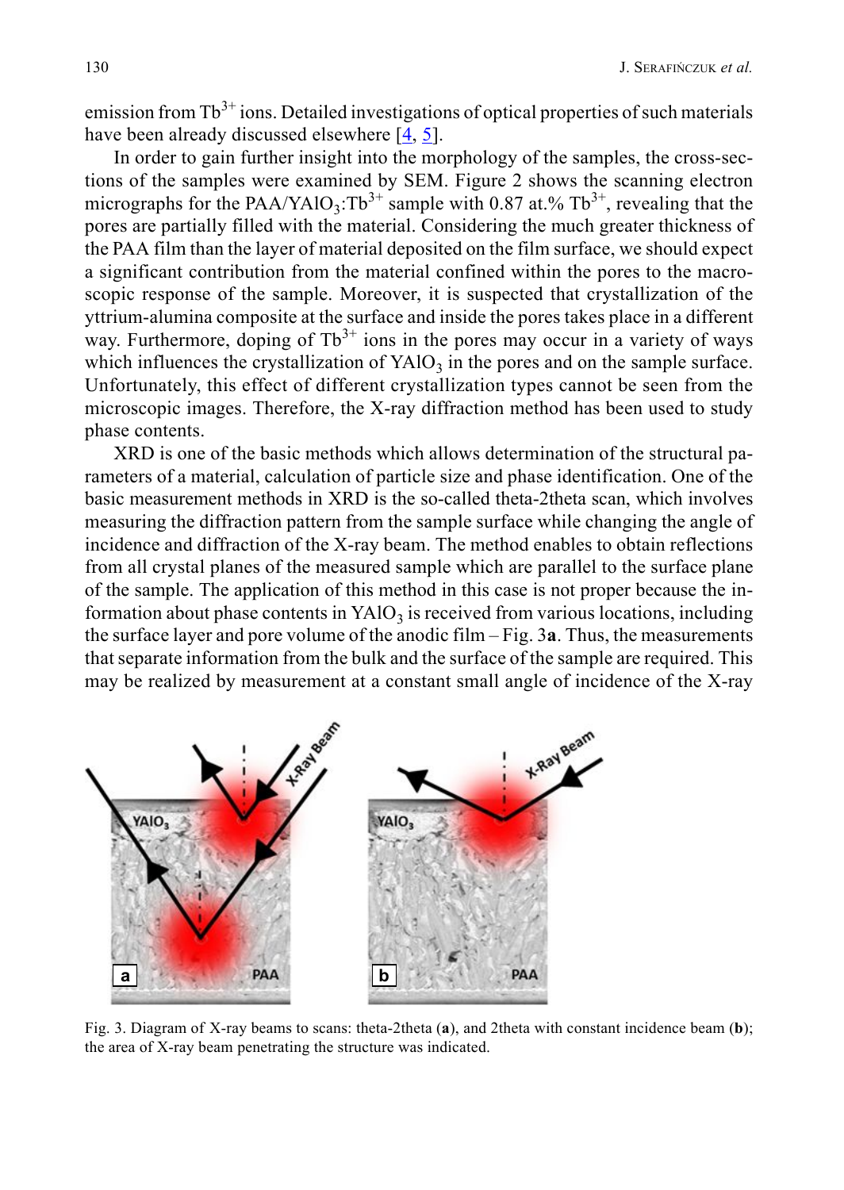emission from $Tb^{3+}$ ions. Detailed investigations of optical properties of such materials have been already discussed elsewhere [4, 5].

In order to gain further insight into the morphology of the samples, the cross-sections of the samples were examined by SEM. Figure 2 shows the scanning electron micrographs for the PAA/$YAlO_3$:$Tb^{3+}$ sample with 0.87 at.% $Tb^{3+}$, revealing that the pores are partially filled with the material. Considering the much greater thickness of the PAA film than the layer of material deposited on the film surface, we should expect a significant contribution from the material confined within the pores to the macroscopic response of the sample. Moreover, it is suspected that crystallization of the yttrium-alumina composite at the surface and inside the pores takes place in a different way. Furthermore, doping of $Tb^{3+}$ ions in the pores may occur in a variety of ways which influences the crystallization of $YAlO_3$ in the pores and on the sample surface. Unfortunately, this effect of different crystallization types cannot be seen from the microscopic images. Therefore, the X-ray diffraction method has been used to study phase contents.

XRD is one of the basic methods which allows determination of the structural parameters of a material, calculation of particle size and phase identification. One of the basic measurement methods in XRD is the so-called theta-2theta scan, which involves measuring the diffraction pattern from the sample surface while changing the angle of incidence and diffraction of the X-ray beam. The method enables to obtain reflections from all crystal planes of the measured sample which are parallel to the surface plane of the sample. The application of this method in this case is not proper because the information about phase contents in $YAlO_3$ is received from various locations, including the surface layer and pore volume of the anodic film – Fig. 3**a**. Thus, the measurements that separate information from the bulk and the surface of the sample are required. This may be realized by measurement at a constant small angle of incidence of the X-ray

Fig. 3. Diagram of X-ray beams to scans: theta-2theta (**a**), and 2theta with constant incidence beam (**b**); the area of X-ray beam penetrating the structure was indicated.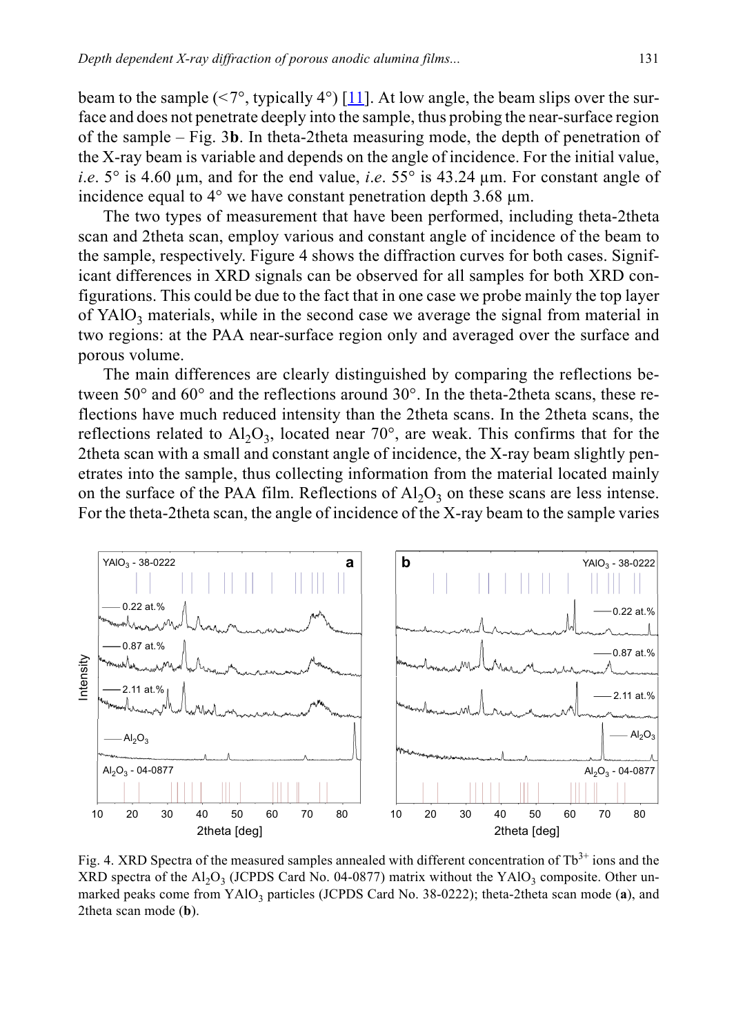beam to the sample (<7°, typically 4°) [11]. At low angle, the beam slips over the surface and does not penetrate deeply into the sample, thus probing the near-surface region of the sample – Fig. 3**b**. In theta-2theta measuring mode, the depth of penetration of the X-ray beam is variable and depends on the angle of incidence. For the initial value, *i.e*. 5° is 4.60 μm, and for the end value, *i.e*. 55° is 43.24 μm. For constant angle of incidence equal to 4° we have constant penetration depth 3.68 μm.

The two types of measurement that have been performed, including theta-2theta scan and 2theta scan, employ various and constant angle of incidence of the beam to the sample, respectively. Figure 4 shows the diffraction curves for both cases. Significant differences in XRD signals can be observed for all samples for both XRD configurations. This could be due to the fact that in one case we probe mainly the top layer of $YAlO_3$ materials, while in the second case we average the signal from material in two regions: at the PAA near-surface region only and averaged over the surface and porous volume.

The main differences are clearly distinguished by comparing the reflections between 50° and 60° and the reflections around 30°. In the theta-2theta scans, these reflections have much reduced intensity than the 2theta scans. In the 2theta scans, the reflections related to $Al_2O_3$, located near 70°, are weak. This confirms that for the 2theta scan with a small and constant angle of incidence, the X-ray beam slightly penetrates into the sample, thus collecting information from the material located mainly on the surface of the PAA film. Reflections of $Al_2O_3$ on these scans are less intense. For the theta-2theta scan, the angle of incidence of the X-ray beam to the sample varies

Fig. 4. XRD Spectra of the measured samples annealed with different concentration of $Tb^{3+}$ ions and the XRD spectra of the $Al_2O_3$ (JCPDS Card No. 04-0877) matrix without the $YAlO_3$ composite. Other unmarked peaks come from $YAlO_3$ particles (JCPDS Card No. 38-0222); theta-2theta scan mode (**a**), and 2theta scan mode (**b**).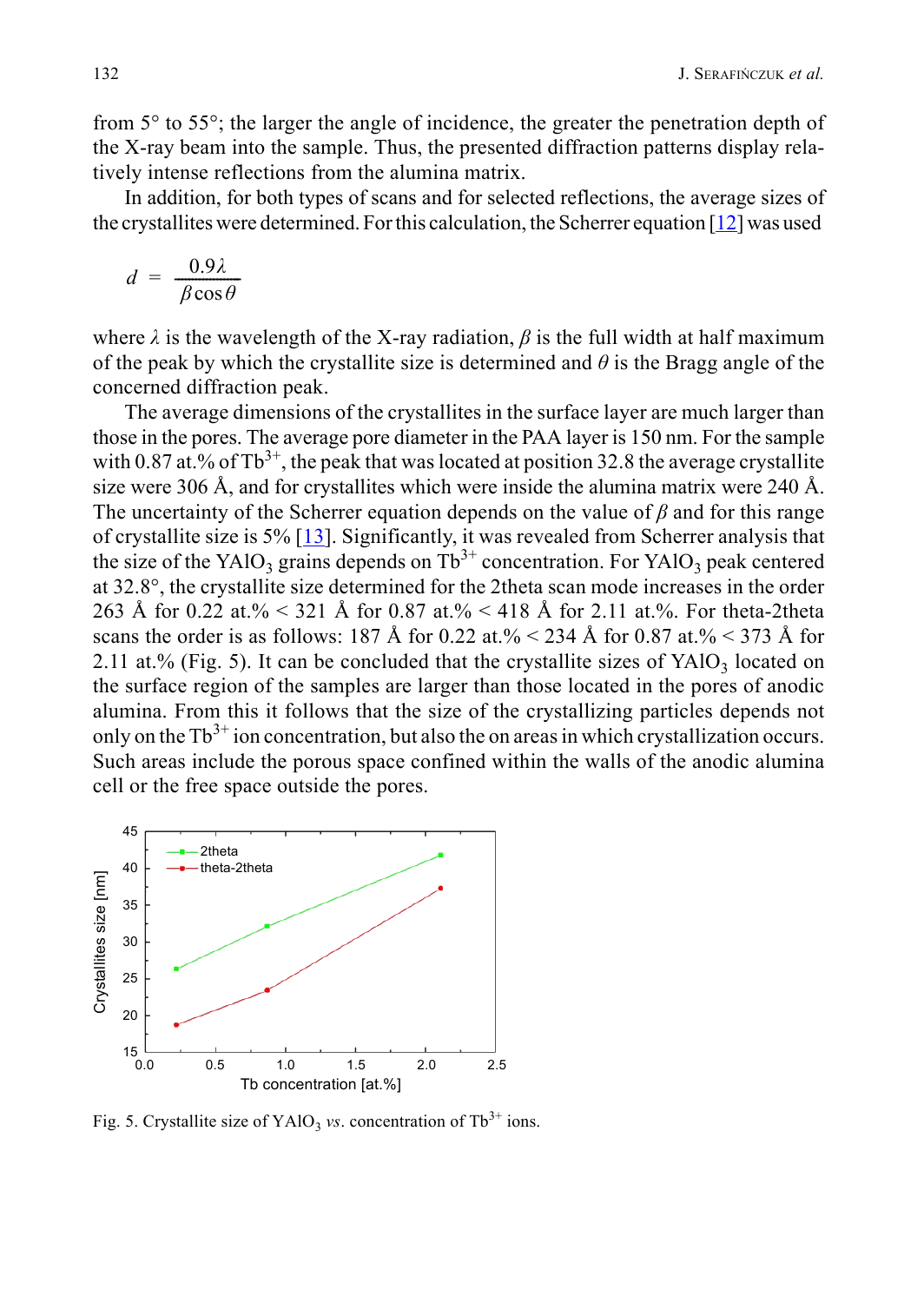from 5° to 55°; the larger the angle of incidence, the greater the penetration depth of the X-ray beam into the sample. Thus, the presented diffraction patterns display relatively intense reflections from the alumina matrix.

In addition, for both types of scans and for selected reflections, the average sizes of the crystallites were determined. For this calculation, the Scherrer equation [12] was used

$$d = \frac{0.9\lambda}{\beta \cos\theta}$$

where $\lambda$ is the wavelength of the X-ray radiation, $\beta$ is the full width at half maximum of the peak by which the crystallite size is determined and $\theta$ is the Bragg angle of the concerned diffraction peak.

The average dimensions of the crystallites in the surface layer are much larger than those in the pores. The average pore diameter in the PAA layer is 150 nm. For the sample with 0.87 at.% of $Tb^{3+}$, the peak that was located at position 32.8 the average crystallite size were 306 Å, and for crystallites which were inside the alumina matrix were 240 Å. The uncertainty of the Scherrer equation depends on the value of $\beta$ and for this range of crystallite size is 5% [13]. Significantly, it was revealed from Scherrer analysis that the size of the $YAlO_3$ grains depends on $Tb^{3+}$ concentration. For $YAlO_3$ peak centered at 32.8°, the crystallite size determined for the 2theta scan mode increases in the order 263 Å for 0.22 at.% < 321 Å for 0.87 at.% < 418 Å for 2.11 at.%. For theta-2theta scans the order is as follows: 187 Å for 0.22 at.% < 234 Å for 0.87 at.% < 373 Å for 2.11 at.% (Fig. 5). It can be concluded that the crystallite sizes of $YAlO_3$ located on the surface region of the samples are larger than those located in the pores of anodic alumina. From this it follows that the size of the crystallizing particles depends not only on the $Tb^{3+}$ ion concentration, but also the on areas in which crystallization occurs. Such areas include the porous space confined within the walls of the anodic alumina cell or the free space outside the pores.

Fig. 5. Crystallite size of $YAlO_3$ *vs*. concentration of $Tb^{3+}$ ions.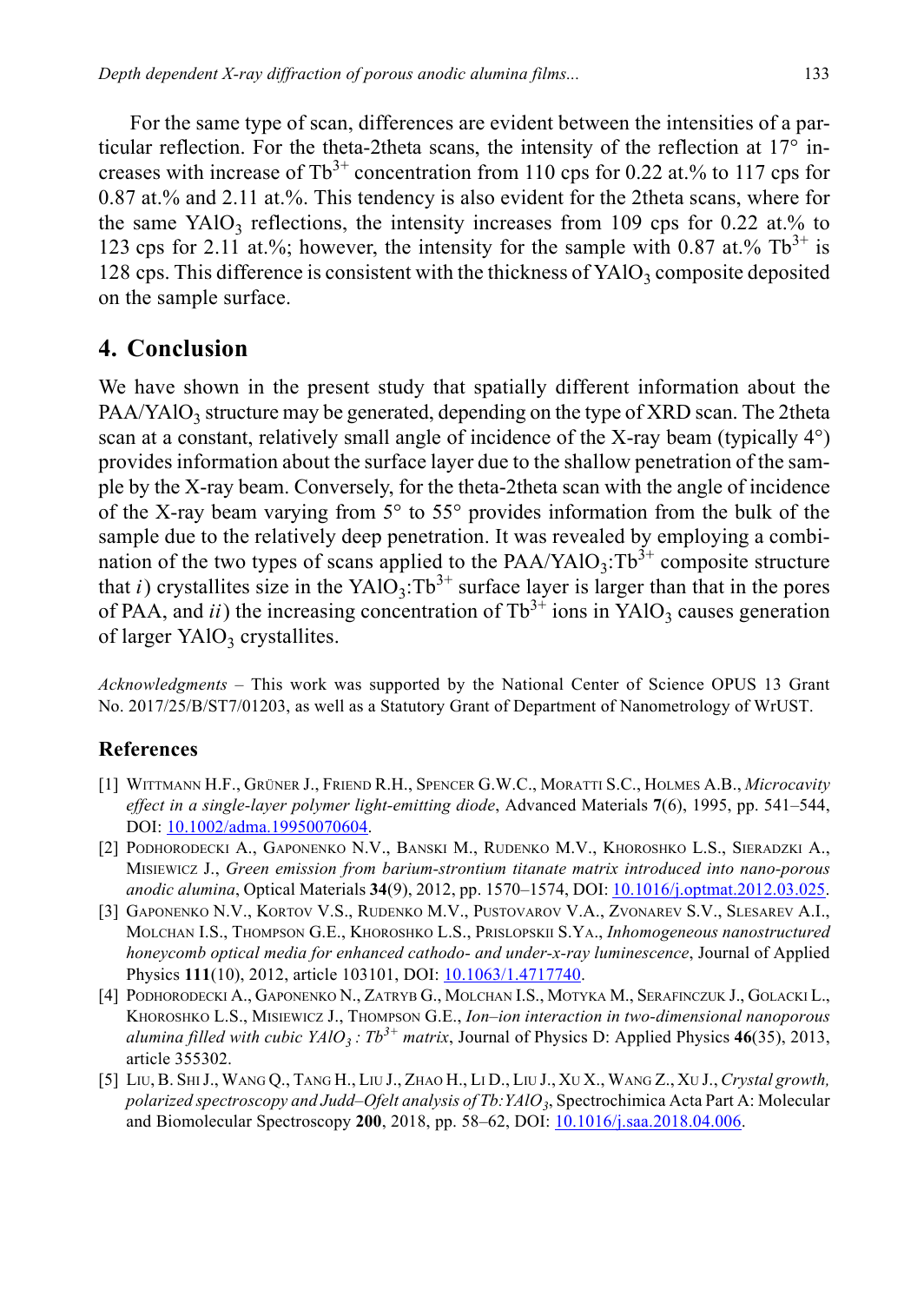For the same type of scan, differences are evident between the intensities of a particular reflection. For the theta-2theta scans, the intensity of the reflection at 17° increases with increase of $Tb^{3+}$ concentration from 110 cps for 0.22 at.% to 117 cps for 0.87 at.% and 2.11 at.%. This tendency is also evident for the 2theta scans, where for the same $YAlO_3$ reflections, the intensity increases from 109 cps for 0.22 at.% to 123 cps for 2.11 at.%; however, the intensity for the sample with 0.87 at.% $Tb^{3+}$ is 128 cps. This difference is consistent with the thickness of $YAlO_3$ composite deposited on the sample surface.

## 4. Conclusion

We have shown in the present study that spatially different information about the PAA/$YAlO_3$ structure may be generated, depending on the type of XRD scan. The 2theta scan at a constant, relatively small angle of incidence of the X-ray beam (typically 4°) provides information about the surface layer due to the shallow penetration of the sample by the X-ray beam. Conversely, for the theta-2theta scan with the angle of incidence of the X-ray beam varying from 5° to 55° provides information from the bulk of the sample due to the relatively deep penetration. It was revealed by employing a combination of the two types of scans applied to the PAA/$YAlO_3$:$Tb^{3+}$ composite structure that *i*) crystallites size in the $YAlO_3$:$Tb^{3+}$ surface layer is larger than that in the pores of PAA, and *ii*) the increasing concentration of $Tb^{3+}$ ions in $YAlO_3$ causes generation of larger $YAlO_3$ crystallites.

*Acknowledgments* – This work was supported by the National Center of Science OPUS 13 Grant No. 2017/25/B/ST7/01203, as well as a Statutory Grant of Department of Nanometrology of WrUST.

### References

[1] Wittmann H.F., Grüner J., Friend R.H., Spencer G.W.C., Moratti S.C., Holmes A.B., *Microcavity effect in a single-layer polymer light-emitting diode*, Advanced Materials **7**(6), 1995, pp. 541–544, DOI: 10.1002/adma.19950070604.

[2] Podhorodecki A., Gaponenko N.V., Banski M., Rudenko M.V., Khoroshko L.S., Sieradzki A., Misiewicz J., *Green emission from barium-strontium titanate matrix introduced into nano-porous anodic alumina*, Optical Materials **34**(9), 2012, pp. 1570–1574, DOI: 10.1016/j.optmat.2012.03.025.

[3] Gaponenko N.V., Kortov V.S., Rudenko M.V., Pustovarov V.A., Zvonarev S.V., Slesarev A.I., Molchan I.S., Thompson G.E., Khoroshko L.S., Prislopskii S.Ya., *Inhomogeneous nanostructured honeycomb optical media for enhanced cathodo- and under-x-ray luminescence*, Journal of Applied Physics **111**(10), 2012, article 103101, DOI: 10.1063/1.4717740.

[4] Podhorodecki A., Gaponenko N., Zatryb G., Molchan I.S., Motyka M., Serafinczuk J., Golacki L., Khoroshko L.S., Misiewicz J., Thompson G.E., *Ion–ion interaction in two-dimensional nanoporous alumina filled with cubic $YAlO_3$ : $Tb^{3+}$ matrix*, Journal of Physics D: Applied Physics **46**(35), 2013, article 355302.

[5] Liu, B. Shi J., Wang Q., Tang H., Liu J., Zhao H., Li D., Liu J., Xu X., Wang Z., Xu J., *Crystal growth, polarized spectroscopy and Judd–Ofelt analysis of Tb:$YAlO_3$*, Spectrochimica Acta Part A: Molecular and Biomolecular Spectroscopy **200**, 2018, pp. 58–62, DOI: 10.1016/j.saa.2018.04.006.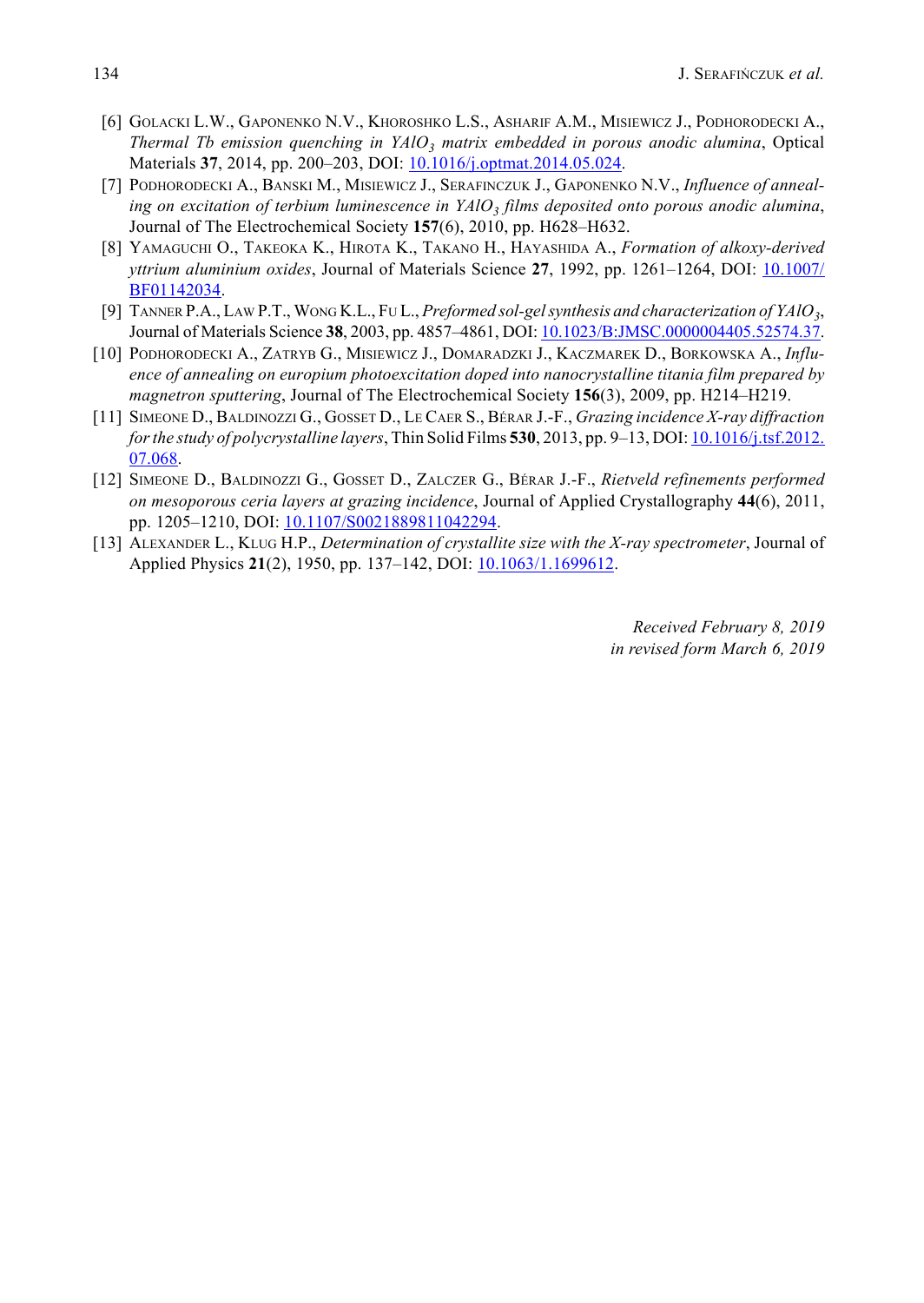[6] Golacki L.W., Gaponenko N.V., Khoroshko L.S., Asharif A.M., Misiewicz J., Podhorodecki A., *Thermal Tb emission quenching in $YAlO_3$ matrix embedded in porous anodic alumina*, Optical Materials **37**, 2014, pp. 200–203, DOI: 10.1016/j.optmat.2014.05.024.

[7] Podhorodecki A., Banski M., Misiewicz J., Serafinczuk J., Gaponenko N.V., *Influence of annealing on excitation of terbium luminescence in $YAlO_3$ films deposited onto porous anodic alumina*, Journal of The Electrochemical Society **157**(6), 2010, pp. H628–H632.

[8] Yamaguchi O., Takeoka K., Hirota K., Takano H., Hayashida A., *Formation of alkoxy-derived yttrium aluminium oxides*, Journal of Materials Science **27**, 1992, pp. 1261–1264, DOI: 10.1007/BF01142034.

[9] Tanner P.A., Law P.T., Wong K.L., Fu L., *Preformed sol-gel synthesis and characterization of $YAlO_3$*, Journal of Materials Science **38**, 2003, pp. 4857–4861, DOI: 10.1023/B:JMSC.0000004405.52574.37.

[10] Podhorodecki A., Zatryb G., Misiewicz J., Domaradzki J., Kaczmarek D., Borkowska A., *Influence of annealing on europium photoexcitation doped into nanocrystalline titania film prepared by magnetron sputtering*, Journal of The Electrochemical Society **156**(3), 2009, pp. H214–H219.

[11] Simeone D., Baldinozzi G., Gosset D., Le Caer S., Bérar J.-F., *Grazing incidence X-ray diffraction for the study of polycrystalline layers*, Thin Solid Films **530**, 2013, pp. 9–13, DOI: 10.1016/j.tsf.2012.07.068.

[12] Simeone D., Baldinozzi G., Gosset D., Zalczer G., Bérar J.-F., *Rietveld refinements performed on mesoporous ceria layers at grazing incidence*, Journal of Applied Crystallography **44**(6), 2011, pp. 1205–1210, DOI: 10.1107/S0021889811042294.

[13] Alexander L., Klug H.P., *Determination of crystallite size with the X-ray spectrometer*, Journal of Applied Physics **21**(2), 1950, pp. 137–142, DOI: 10.1063/1.1699612.

*Received February 8, 2019*
*in revised form March 6, 2019*